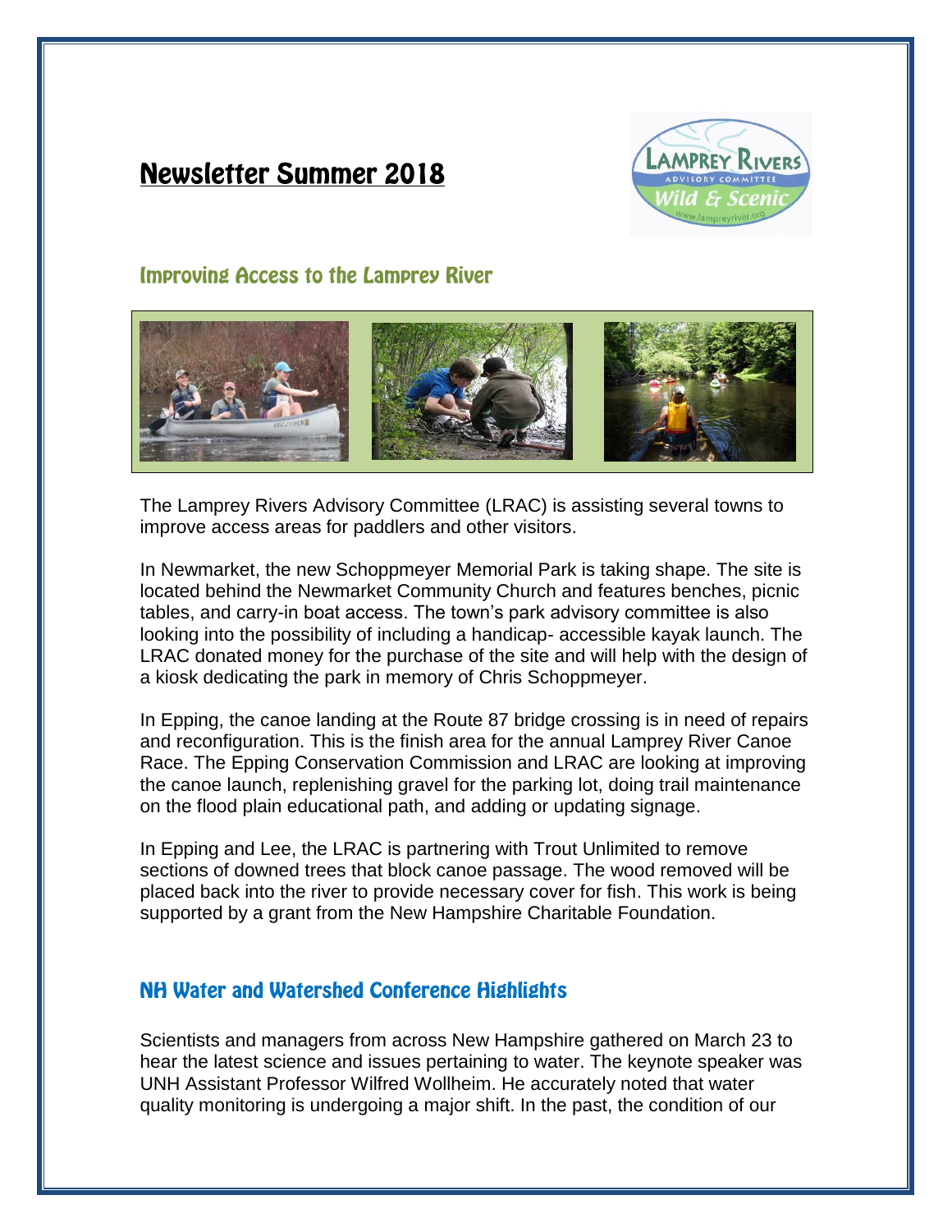# Newsletter Summer 2018

## Improving Access to the Lamprey River

The Lamprey Rivers Advisory Committee (LRAC) is assisting several towns to improve access areas for paddlers and other visitors.

In Newmarket, the new Schoppmeyer Memorial Park is taking shape. The site is located behind the Newmarket Community Church and features benches, picnic tables, and carry-in boat access. The town's park advisory committee is also looking into the possibility of including a handicap- accessible kayak launch. The LRAC donated money for the purchase of the site and will help with the design of a kiosk dedicating the park in memory of Chris Schoppmeyer.

In Epping, the canoe landing at the Route 87 bridge crossing is in need of repairs and reconfiguration. This is the finish area for the annual Lamprey River Canoe Race. The Epping Conservation Commission and LRAC are looking at improving the canoe launch, replenishing gravel for the parking lot, doing trail maintenance on the flood plain educational path, and adding or updating signage.

In Epping and Lee, the LRAC is partnering with Trout Unlimited to remove sections of downed trees that block canoe passage. The wood removed will be placed back into the river to provide necessary cover for fish. This work is being supported by a grant from the New Hampshire Charitable Foundation.

## NH Water and Watershed Conference Highlights

Scientists and managers from across New Hampshire gathered on March 23 to hear the latest science and issues pertaining to water. The keynote speaker was UNH Assistant Professor Wilfred Wollheim. He accurately noted that water quality monitoring is undergoing a major shift. In the past, the condition of our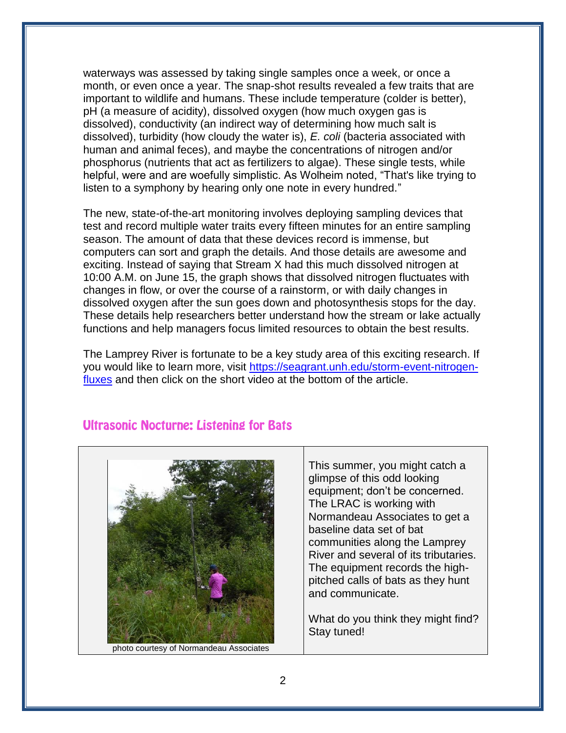waterways was assessed by taking single samples once a week, or once a month, or even once a year. The snap-shot results revealed a few traits that are important to wildlife and humans. These include temperature (colder is better), pH (a measure of acidity), dissolved oxygen (how much oxygen gas is dissolved), conductivity (an indirect way of determining how much salt is dissolved), turbidity (how cloudy the water is), *E. coli* (bacteria associated with human and animal feces), and maybe the concentrations of nitrogen and/or phosphorus (nutrients that act as fertilizers to algae). These single tests, while helpful, were and are woefully simplistic. As Wolheim noted, "That's like trying to listen to a symphony by hearing only one note in every hundred."

The new, state-of-the-art monitoring involves deploying sampling devices that test and record multiple water traits every fifteen minutes for an entire sampling season. The amount of data that these devices record is immense, but computers can sort and graph the details. And those details are awesome and exciting. Instead of saying that Stream X had this much dissolved nitrogen at 10:00 A.M. on June 15, the graph shows that dissolved nitrogen fluctuates with changes in flow, or over the course of a rainstorm, or with daily changes in dissolved oxygen after the sun goes down and photosynthesis stops for the day. These details help researchers better understand how the stream or lake actually functions and help managers focus limited resources to obtain the best results.

The Lamprey River is fortunate to be a key study area of this exciting research. If you would like to learn more, visit [https://seagrant.unh.edu/storm-event-nitrogen-fluxes](https://seagrant.unh.edu/storm-event-nitrogen-fluxes) and then click on the short video at the bottom of the article.

## Ultrasonic Nocturne: Listening for Bats

photo courtesy of Normandeau Associates

This summer, you might catch a glimpse of this odd looking equipment; don't be concerned. The LRAC is working with Normandeau Associates to get a baseline data set of bat communities along the Lamprey River and several of its tributaries. The equipment records the high-pitched calls of bats as they hunt and communicate.

What do you think they might find? Stay tuned!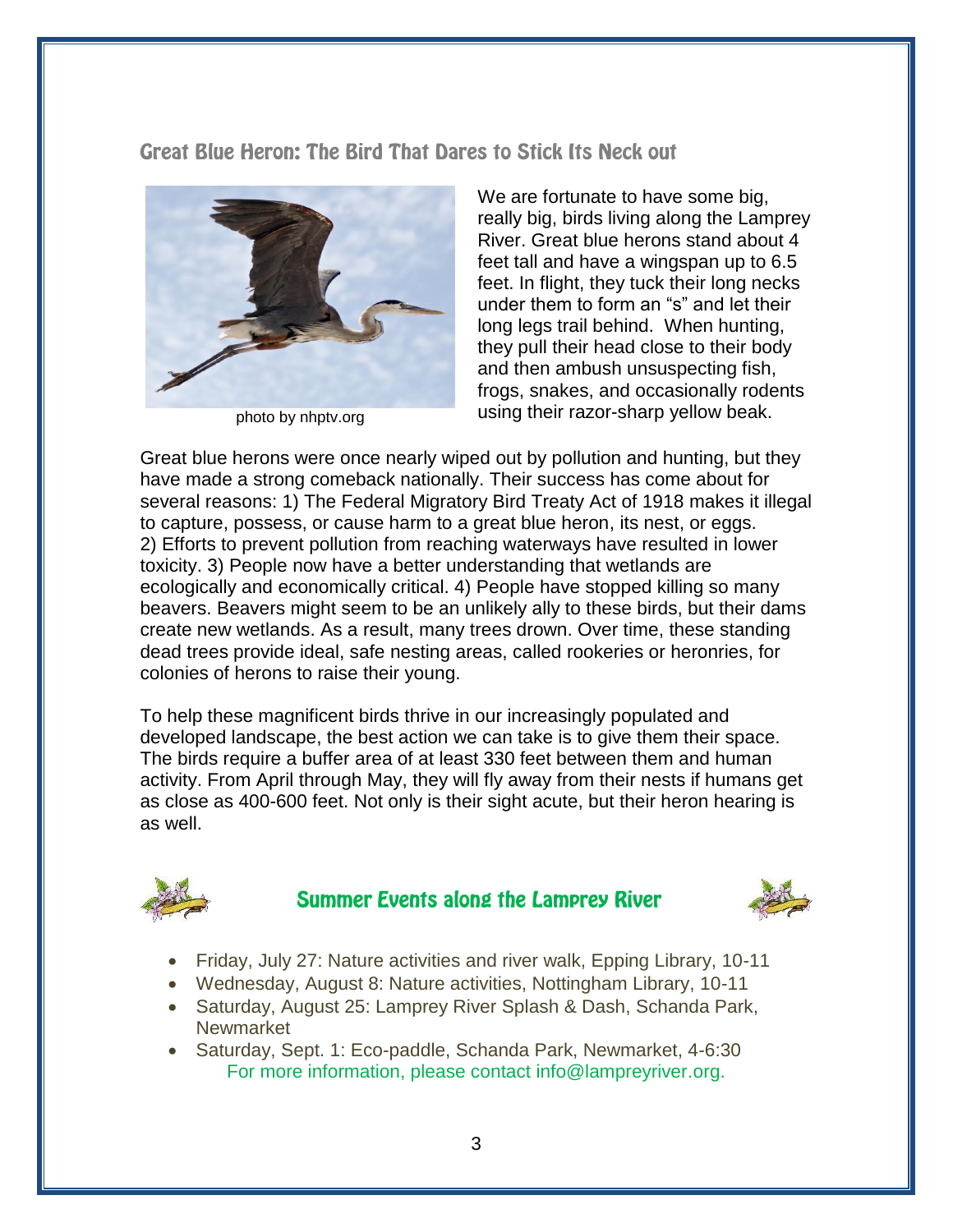## Great Blue Heron: The Bird That Dares to Stick Its Neck out

photo by nhptv.org

We are fortunate to have some big, really big, birds living along the Lamprey River. Great blue herons stand about 4 feet tall and have a wingspan up to 6.5 feet. In flight, they tuck their long necks under them to form an "s" and let their long legs trail behind. When hunting, they pull their head close to their body and then ambush unsuspecting fish, frogs, snakes, and occasionally rodents using their razor-sharp yellow beak.

Great blue herons were once nearly wiped out by pollution and hunting, but they have made a strong comeback nationally. Their success has come about for several reasons: 1) The Federal Migratory Bird Treaty Act of 1918 makes it illegal to capture, possess, or cause harm to a great blue heron, its nest, or eggs. 2) Efforts to prevent pollution from reaching waterways have resulted in lower toxicity. 3) People now have a better understanding that wetlands are ecologically and economically critical. 4) People have stopped killing so many beavers. Beavers might seem to be an unlikely ally to these birds, but their dams create new wetlands. As a result, many trees drown. Over time, these standing dead trees provide ideal, safe nesting areas, called rookeries or heronries, for colonies of herons to raise their young.

To help these magnificent birds thrive in our increasingly populated and developed landscape, the best action we can take is to give them their space. The birds require a buffer area of at least 330 feet between them and human activity. From April through May, they will fly away from their nests if humans get as close as 400-600 feet. Not only is their sight acute, but their heron hearing is as well.

## Summer Events along the Lamprey River

- Friday, July 27: Nature activities and river walk, Epping Library, 10-11
- Wednesday, August 8: Nature activities, Nottingham Library, 10-11
- Saturday, August 25: Lamprey River Splash & Dash, Schanda Park, Newmarket
- Saturday, Sept. 1: Eco-paddle, Schanda Park, Newmarket, 4-6:30

For more information, please contact info@lampreyriver.org.